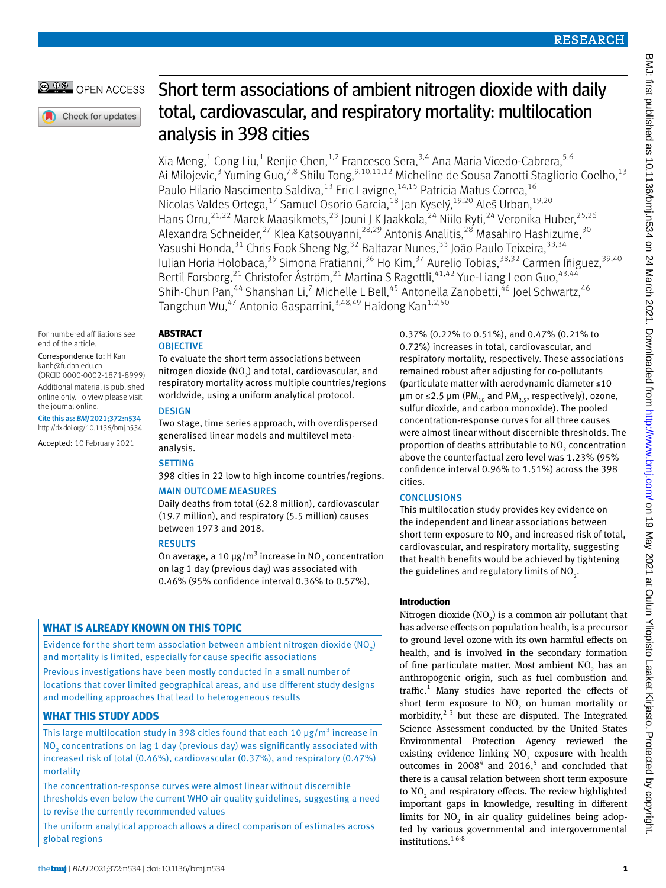# Short term associations of ambient nitrogen dioxide with daily total, cardiovascular, and respiratory mortality: multilocation analysis in 398 cities

Xia Meng,[1] Cong Liu,[1] Renjie Chen,[1,2] Francesco Sera,[3,4] Ana Maria Vicedo-Cabrera,[5,6] Ai Milojevic,[3] Yuming Guo,[7,8] Shilu Tong,[9,10,11,12] Micheline de Sousa Zanotti Stagliorio Coelho,[13] Paulo Hilario Nascimento Saldiva,[13] Eric Lavigne,[14,15] Patricia Matus Correa,[16] Nicolas Valdes Ortega,[17] Samuel Osorio Garcia,[18] Jan Kyselý,[19,20] Aleš Urban,[19,20] Hans Orru,[21,22] Marek Maasikmets,[23] Jouni J K Jaakkola,[24] Niilo Ryti,[24] Veronika Huber,[25,26] Alexandra Schneider,[27] Klea Katsouyanni,[28,29] Antonis Analitis,[28] Masahiro Hashizume,[30] Yasushi Honda,[31] Chris Fook Sheng Ng,[32] Baltazar Nunes,[33] João Paulo Teixeira,[33,34] Iulian Horia Holobaca,[35] Simona Fratianni,[36] Ho Kim,[37] Aurelio Tobias,[38,32] Carmen Íñiguez,[39,40] Bertil Forsberg,[21] Christofer Åström,[21] Martina S Ragettli,[41,42] Yue-Liang Leon Guo,[43,44] Shih-Chun Pan,[44] Shanshan Li,[7] Michelle L Bell,[45] Antonella Zanobetti,[46] Joel Schwartz,[46] Tangchun Wu,[47] Antonio Gasparrini,[3,48,49] Haidong Kan[1,2,50]

For numbered affiliations see end of the article.

Correspondence to: H Kan kanh@fudan.edu.cn (ORCID 0000-0002-1871-8999)

Additional material is published online only. To view please visit the journal online.

Cite this as: *BMJ* 2021;372:n534
http://dx.doi.org/10.1136/bmj.n534

Accepted: 10 February 2021

## ABSTRACT

### OBJECTIVE

To evaluate the short term associations between nitrogen dioxide ($NO_2$) and total, cardiovascular, and respiratory mortality across multiple countries/regions worldwide, using a uniform analytical protocol.

### DESIGN

Two stage, time series approach, with overdispersed generalised linear models and multilevel meta-analysis.

### SETTING

398 cities in 22 low to high income countries/regions.

### MAIN OUTCOME MEASURES

Daily deaths from total (62.8 million), cardiovascular (19.7 million), and respiratory (5.5 million) causes between 1973 and 2018.

### RESULTS

On average, a 10 μg/m$^3$ increase in $NO_2$ concentration on lag 1 day (previous day) was associated with 0.46% (95% confidence interval 0.36% to 0.57%), 0.37% (0.22% to 0.51%), and 0.47% (0.21% to 0.72%) increases in total, cardiovascular, and respiratory mortality, respectively. These associations remained robust after adjusting for co-pollutants (particulate matter with aerodynamic diameter ≤10 μm or ≤2.5 μm ($PM_{10}$ and $PM_{2.5}$, respectively), ozone, sulfur dioxide, and carbon monoxide). The pooled concentration-response curves for all three causes were almost linear without discernible thresholds. The proportion of deaths attributable to $NO_2$ concentration above the counterfactual zero level was 1.23% (95% confidence interval 0.96% to 1.51%) across the 398 cities.

### CONCLUSIONS

This multilocation study provides key evidence on the independent and linear associations between short term exposure to $NO_2$ and increased risk of total, cardiovascular, and respiratory mortality, suggesting that health benefits would be achieved by tightening the guidelines and regulatory limits of $NO_2$.

### WHAT IS ALREADY KNOWN ON THIS TOPIC

Evidence for the short term association between ambient nitrogen dioxide ($NO_2$) and mortality is limited, especially for cause specific associations

Previous investigations have been mostly conducted in a small number of locations that cover limited geographical areas, and use different study designs and modelling approaches that lead to heterogeneous results

### WHAT THIS STUDY ADDS

This large multilocation study in 398 cities found that each 10 μg/m$^3$ increase in $NO_2$ concentrations on lag 1 day (previous day) was significantly associated with increased risk of total (0.46%), cardiovascular (0.37%), and respiratory (0.47%) mortality

The concentration-response curves were almost linear without discernible thresholds even below the current WHO air quality guidelines, suggesting a need to revise the currently recommended values

The uniform analytical approach allows a direct comparison of estimates across global regions

## Introduction

Nitrogen dioxide ($NO_2$) is a common air pollutant that has adverse effects on population health, is a precursor to ground level ozone with its own harmful effects on health, and is involved in the secondary formation of fine particulate matter. Most ambient $NO_2$ has an anthropogenic origin, such as fuel combustion and traffic.[1] Many studies have reported the effects of short term exposure to $NO_2$ on human mortality or morbidity,[2 3] but these are disputed. The Integrated Science Assessment conducted by the United States Environmental Protection Agency reviewed the existing evidence linking $NO_2$ exposure with health outcomes in 2008[4] and 2016,[5] and concluded that there is a causal relation between short term exposure to $NO_2$ and respiratory effects. The review highlighted important gaps in knowledge, resulting in different limits for $NO_2$ in air quality guidelines being adopted by various governmental and intergovernmental institutions.[1 6-8]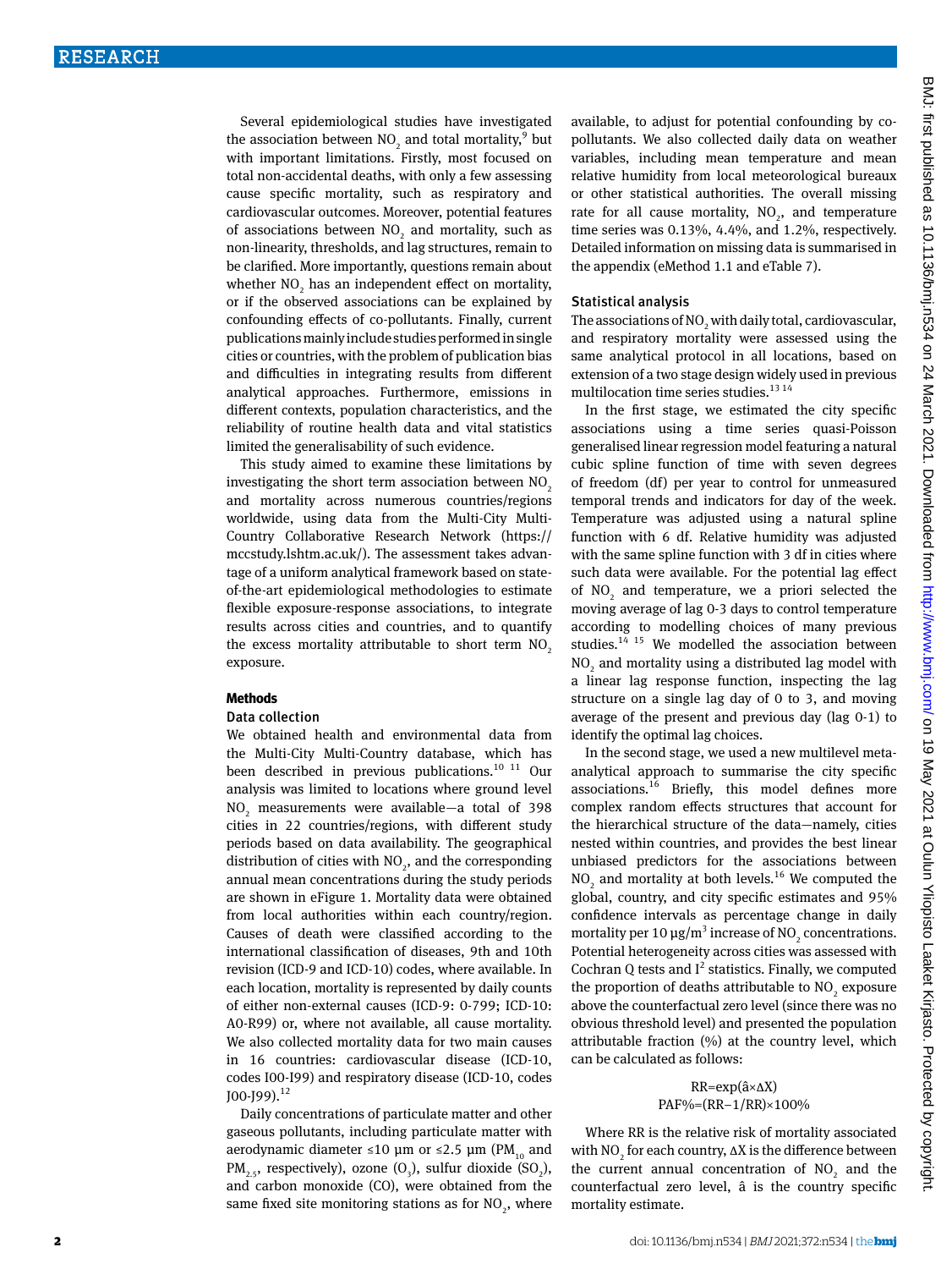Several epidemiological studies have investigated the association between $NO_2$ and total mortality,[9] but with important limitations. Firstly, most focused on total non-accidental deaths, with only a few assessing cause specific mortality, such as respiratory and cardiovascular outcomes. Moreover, potential features of associations between $NO_2$ and mortality, such as non-linearity, thresholds, and lag structures, remain to be clarified. More importantly, questions remain about whether $NO_2$ has an independent effect on mortality, or if the observed associations can be explained by confounding effects of co-pollutants. Finally, current publications mainly include studies performed in single cities or countries, with the problem of publication bias and difficulties in integrating results from different analytical approaches. Furthermore, emissions in different contexts, population characteristics, and the reliability of routine health data and vital statistics limited the generalisability of such evidence.

This study aimed to examine these limitations by investigating the short term association between $NO_2$ and mortality across numerous countries/regions worldwide, using data from the Multi-City Multi-Country Collaborative Research Network (https://mccstudy.lshtm.ac.uk/). The assessment takes advantage of a uniform analytical framework based on state-of-the-art epidemiological methodologies to estimate flexible exposure-response associations, to integrate results across cities and countries, and to quantify the excess mortality attributable to short term $NO_2$ exposure.

## Methods

### Data collection

We obtained health and environmental data from the Multi-City Multi-Country database, which has been described in previous publications.[10,11] Our analysis was limited to locations where ground level $NO_2$ measurements were available—a total of 398 cities in 22 countries/regions, with different study periods based on data availability. The geographical distribution of cities with $NO_2$, and the corresponding annual mean concentrations during the study periods are shown in eFigure 1. Mortality data were obtained from local authorities within each country/region. Causes of death were classified according to the international classification of diseases, 9th and 10th revision (ICD-9 and ICD-10) codes, where available. In each location, mortality is represented by daily counts of either non-external causes (ICD-9: 0-799; ICD-10: A0-R99) or, where not available, all cause mortality. We also collected mortality data for two main causes in 16 countries: cardiovascular disease (ICD-10, codes I00-I99) and respiratory disease (ICD-10, codes J00-J99).[12]

Daily concentrations of particulate matter and other gaseous pollutants, including particulate matter with aerodynamic diameter ≤10 μm or ≤2.5 μm ($PM_{10}$ and $PM_{2.5}$, respectively), ozone ($O_3$), sulfur dioxide ($SO_2$), and carbon monoxide (CO), were obtained from the same fixed site monitoring stations as for $NO_2$, where available, to adjust for potential confounding by co-pollutants. We also collected daily data on weather variables, including mean temperature and mean relative humidity from local meteorological bureaux or other statistical authorities. The overall missing rate for all cause mortality, $NO_2$, and temperature time series was 0.13%, 4.4%, and 1.2%, respectively. Detailed information on missing data is summarised in the appendix (eMethod 1.1 and eTable 7).

### Statistical analysis

The associations of $NO_2$ with daily total, cardiovascular, and respiratory mortality were assessed using the same analytical protocol in all locations, based on extension of a two stage design widely used in previous multilocation time series studies.[13,14]

In the first stage, we estimated the city specific associations using a time series quasi-Poisson generalised linear regression model featuring a natural cubic spline function of time with seven degrees of freedom (df) per year to control for unmeasured temporal trends and indicators for day of the week. Temperature was adjusted using a natural spline function with 6 df. Relative humidity was adjusted with the same spline function with 3 df in cities where such data were available. For the potential lag effect of $NO_2$ and temperature, we a priori selected the moving average of lag 0-3 days to control temperature according to modelling choices of many previous studies.[14,15] We modelled the association between $NO_2$ and mortality using a distributed lag model with a linear lag response function, inspecting the lag structure on a single lag day of 0 to 3, and moving average of the present and previous day (lag 0-1) to identify the optimal lag choices.

In the second stage, we used a new multilevel meta-analytical approach to summarise the city specific associations.[16] Briefly, this model defines more complex random effects structures that account for the hierarchical structure of the data—namely, cities nested within countries, and provides the best linear unbiased predictors for the associations between $NO_2$ and mortality at both levels.[16] We computed the global, country, and city specific estimates and 95% confidence intervals as percentage change in daily mortality per 10 μg/m³ increase of $NO_2$ concentrations. Potential heterogeneity across cities was assessed with Cochran Q tests and $I^2$ statistics. Finally, we computed the proportion of deaths attributable to $NO_2$ exposure above the counterfactual zero level (since there was no obvious threshold level) and presented the population attributable fraction (%) at the country level, which can be calculated as follows:

$$RR=\exp(\hat{a}\times\Delta X)$$

$$PAF\%=(RR-1/RR)\times100\%$$

Where RR is the relative risk of mortality associated with $NO_2$ for each country, $\Delta X$ is the difference between the current annual concentration of $NO_2$ and the counterfactual zero level, $\hat{a}$ is the country specific mortality estimate.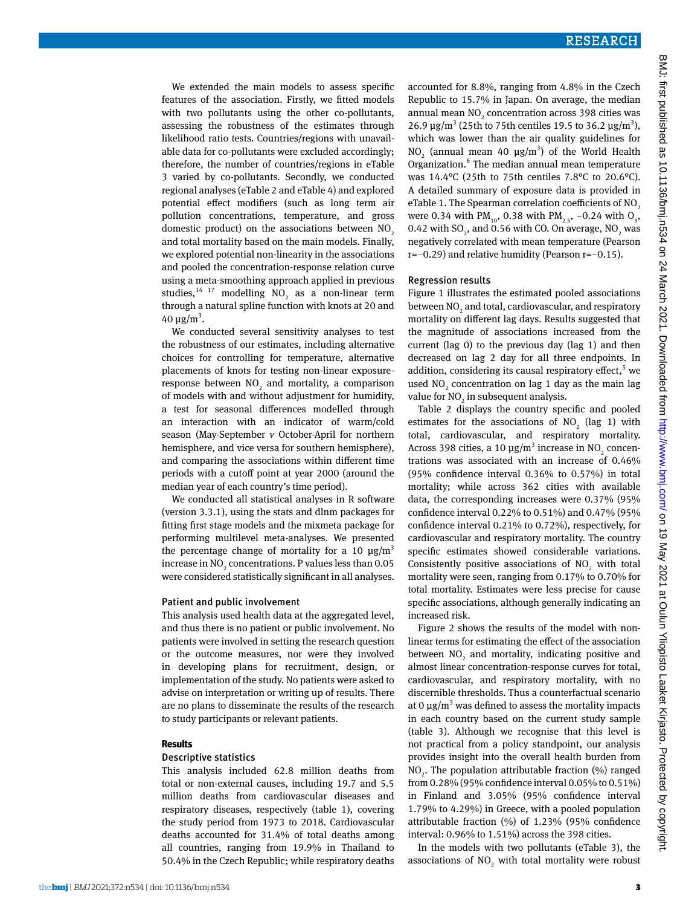We extended the main models to assess specific features of the association. Firstly, we fitted models with two pollutants using the other co-pollutants, assessing the robustness of the estimates through likelihood ratio tests. Countries/regions with unavailable data for co-pollutants were excluded accordingly; therefore, the number of countries/regions in eTable 3 varied by co-pollutants. Secondly, we conducted regional analyses (eTable 2 and eTable 4) and explored potential effect modifiers (such as long term air pollution concentrations, temperature, and gross domestic product) on the associations between $NO_2$ and total mortality based on the main models. Finally, we explored potential non-linearity in the associations and pooled the concentration-response relation curve using a meta-smoothing approach applied in previous studies,[14 17] modelling $NO_2$ as a non-linear term through a natural spline function with knots at 20 and 40 $\mu g/m^3$.

We conducted several sensitivity analyses to test the robustness of our estimates, including alternative choices for controlling for temperature, alternative placements of knots for testing non-linear exposure-response between $NO_2$ and mortality, a comparison of models with and without adjustment for humidity, a test for seasonal differences modelled through an interaction with an indicator of warm/cold season (May-September *v* October-April for northern hemisphere, and vice versa for southern hemisphere), and comparing the associations within different time periods with a cutoff point at year 2000 (around the median year of each country's time period).

We conducted all statistical analyses in R software (version 3.3.1), using the stats and dlnm packages for fitting first stage models and the mixmeta package for performing multilevel meta-analyses. We presented the percentage change of mortality for a 10 $\mu g/m^3$ increase in $NO_2$ concentrations. P values less than 0.05 were considered statistically significant in all analyses.

### Patient and public involvement

This analysis used health data at the aggregated level, and thus there is no patient or public involvement. No patients were involved in setting the research question or the outcome measures, nor were they involved in developing plans for recruitment, design, or implementation of the study. No patients were asked to advise on interpretation or writing up of results. There are no plans to disseminate the results of the research to study participants or relevant patients.

## Results

### Descriptive statistics

This analysis included 62.8 million deaths from total or non-external causes, including 19.7 and 5.5 million deaths from cardiovascular diseases and respiratory diseases, respectively (table 1), covering the study period from 1973 to 2018. Cardiovascular deaths accounted for 31.4% of total deaths among all countries, ranging from 19.9% in Thailand to 50.4% in the Czech Republic; while respiratory deaths accounted for 8.8%, ranging from 4.8% in the Czech Republic to 15.7% in Japan. On average, the median annual mean $NO_2$ concentration across 398 cities was 26.9 $\mu g/m^3$ (25th to 75th centiles 19.5 to 36.2 $\mu g/m^3$), which was lower than the air quality guidelines for $NO_2$ (annual mean 40 $\mu g/m^3$) of the World Health Organization.[6] The median annual mean temperature was 14.4°C (25th to 75th centiles 7.8°C to 20.6°C). A detailed summary of exposure data is provided in eTable 1. The Spearman correlation coefficients of $NO_2$ were 0.34 with $PM_{10}$, 0.38 with $PM_{2.5}$, −0.24 with $O_3$, 0.42 with $SO_2$, and 0.56 with CO. On average, $NO_2$ was negatively correlated with mean temperature (Pearson r=−0.29) and relative humidity (Pearson r=−0.15).

### Regression results

Figure 1 illustrates the estimated pooled associations between $NO_2$ and total, cardiovascular, and respiratory mortality on different lag days. Results suggested that the magnitude of associations increased from the current (lag 0) to the previous day (lag 1) and then decreased on lag 2 day for all three endpoints. In addition, considering its causal respiratory effect,[5] we used $NO_2$ concentration on lag 1 day as the main lag value for $NO_2$ in subsequent analysis.

Table 2 displays the country specific and pooled estimates for the associations of $NO_2$ (lag 1) with total, cardiovascular, and respiratory mortality. Across 398 cities, a 10 $\mu g/m^3$ increase in $NO_2$ concentrations was associated with an increase of 0.46% (95% confidence interval 0.36% to 0.57%) in total mortality; while across 362 cities with available data, the corresponding increases were 0.37% (95% confidence interval 0.22% to 0.51%) and 0.47% (95% confidence interval 0.21% to 0.72%), respectively, for cardiovascular and respiratory mortality. The country specific estimates showed considerable variations. Consistently positive associations of $NO_2$ with total mortality were seen, ranging from 0.17% to 0.70% for total mortality. Estimates were less precise for cause specific associations, although generally indicating an increased risk.

Figure 2 shows the results of the model with non-linear terms for estimating the effect of the association between $NO_2$ and mortality, indicating positive and almost linear concentration-response curves for total, cardiovascular, and respiratory mortality, with no discernible thresholds. Thus a counterfactual scenario at 0 $\mu g/m^3$ was defined to assess the mortality impacts in each country based on the current study sample (table 3). Although we recognise that this level is not practical from a policy standpoint, our analysis provides insight into the overall health burden from $NO_2$. The population attributable fraction (%) ranged from 0.28% (95% confidence interval 0.05% to 0.51%) in Finland and 3.05% (95% confidence interval 1.79% to 4.29%) in Greece, with a pooled population attributable fraction (%) of 1.23% (95% confidence interval: 0.96% to 1.51%) across the 398 cities.

In the models with two pollutants (eTable 3), the associations of $NO_2$ with total mortality were robust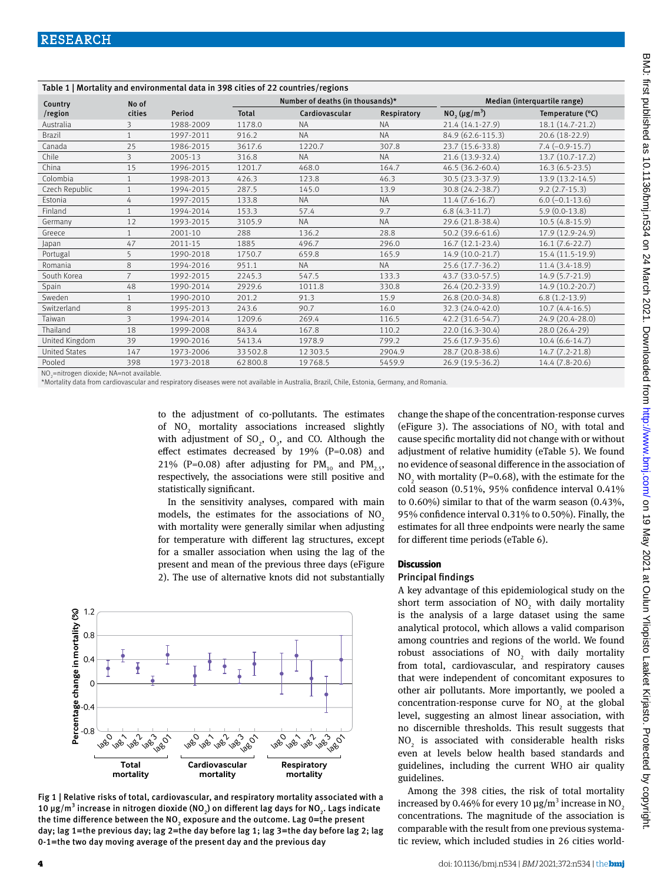Table 1 | Mortality and environmental data in 398 cities of 22 countries/regions

| Country /region | No of cities | Period | Number of deaths (in thousands)* | | | Median (interquartile range) | |
|---|---|---|---|---|---|---|---|
| | | | Total | Cardiovascular | Respiratory | $NO_2$ (μg/m³) | Temperature (°C) |
| Australia | 3 | 1988-2009 | 1178.0 | NA | NA | 21.4 (14.1-27.9) | 18.1 (14.7-21.2) |
| Brazil | 1 | 1997-2011 | 916.2 | NA | NA | 84.9 (62.6-115.3) | 20.6 (18-22.9) |
| Canada | 25 | 1986-2015 | 3617.6 | 1220.7 | 307.8 | 23.7 (15.6-33.8) | 7.4 (−0.9-15.7) |
| Chile | 3 | 2005-13 | 316.8 | NA | NA | 21.6 (13.9-32.4) | 13.7 (10.7-17.2) |
| China | 15 | 1996-2015 | 1201.7 | 468.0 | 164.7 | 46.5 (36.2-60.4) | 16.3 (6.5-23.5) |
| Colombia | 1 | 1998-2013 | 426.3 | 123.8 | 46.3 | 30.5 (23.3-37.9) | 13.9 (13.2-14.5) |
| Czech Republic | 1 | 1994-2015 | 287.5 | 145.0 | 13.9 | 30.8 (24.2-38.7) | 9.2 (2.7-15.3) |
| Estonia | 4 | 1997-2015 | 133.8 | NA | NA | 11.4 (7.6-16.7) | 6.0 (−0.1-13.6) |
| Finland | 1 | 1994-2014 | 153.3 | 57.4 | 9.7 | 6.8 (4.3-11.7) | 5.9 (0.0-13.8) |
| Germany | 12 | 1993-2015 | 3105.9 | NA | NA | 29.6 (21.8-38.4) | 10.5 (4.8-15.9) |
| Greece | 1 | 2001-10 | 288 | 136.2 | 28.8 | 50.2 (39.6-61.6) | 17.9 (12.9-24.9) |
| Japan | 47 | 2011-15 | 1885 | 496.7 | 296.0 | 16.7 (12.1-23.4) | 16.1 (7.6-22.7) |
| Portugal | 5 | 1990-2018 | 1750.7 | 659.8 | 165.9 | 14.9 (10.0-21.7) | 15.4 (11.5-19.9) |
| Romania | 8 | 1994-2016 | 951.1 | NA | NA | 25.6 (17.7-36.2) | 11.4 (3.4-18.9) |
| South Korea | 7 | 1992-2015 | 2245.3 | 547.5 | 133.3 | 43.7 (33.0-57.5) | 14.9 (5.7-21.9) |
| Spain | 48 | 1990-2014 | 2929.6 | 1011.8 | 330.8 | 26.4 (20.2-33.9) | 14.9 (10.2-20.7) |
| Sweden | 1 | 1990-2010 | 201.2 | 91.3 | 15.9 | 26.8 (20.0-34.8) | 6.8 (1.2-13.9) |
| Switzerland | 8 | 1995-2013 | 243.6 | 90.7 | 16.0 | 32.3 (24.0-42.0) | 10.7 (4.4-16.5) |
| Taiwan | 3 | 1994-2014 | 1209.6 | 269.4 | 116.5 | 42.2 (31.6-54.7) | 24.9 (20.4-28.0) |
| Thailand | 18 | 1999-2008 | 843.4 | 167.8 | 110.2 | 22.0 (16.3-30.4) | 28.0 (26.4-29) |
| United Kingdom | 39 | 1990-2016 | 5413.4 | 1978.9 | 799.2 | 25.6 (17.9-35.6) | 10.4 (6.6-14.7) |
| United States | 147 | 1973-2006 | 33502.8 | 12303.5 | 2904.9 | 28.7 (20.8-38.6) | 14.7 (7.2-21.8) |
| Pooled | 398 | 1973-2018 | 62800.8 | 19768.5 | 5459.9 | 26.9 (19.5-36.2) | 14.4 (7.8-20.6) |

$NO_2$=nitrogen dioxide; NA=not available.
*Mortality data from cardiovascular and respiratory diseases were not available in Australia, Brazil, Chile, Estonia, Germany, and Romania.

to the adjustment of co-pollutants. The estimates of $NO_2$ mortality associations increased slightly with adjustment of $SO_2$, $O_3$, and CO. Although the effect estimates decreased by 19% (P=0.08) and 21% (P=0.08) after adjusting for $PM_{10}$ and $PM_{2.5}$, respectively, the associations were still positive and statistically significant.

In the sensitivity analyses, compared with main models, the estimates for the associations of $NO_2$ with mortality were generally similar when adjusting for temperature with different lag structures, except for a smaller association when using the lag of the present and mean of the previous three days (eFigure 2). The use of alternative knots did not substantially change the shape of the concentration-response curves (eFigure 3). The associations of $NO_2$ with total and cause specific mortality did not change with or without adjustment of relative humidity (eTable 5). We found no evidence of seasonal difference in the association of $NO_2$ with mortality (P=0.68), with the estimate for the cold season (0.51%, 95% confidence interval 0.41% to 0.60%) similar to that of the warm season (0.43%, 95% confidence interval 0.31% to 0.50%). Finally, the estimates for all three endpoints were nearly the same for different time periods (eTable 6).

Fig 1 | Relative risks of total, cardiovascular, and respiratory mortality associated with a 10 μg/m³ increase in nitrogen dioxide ($NO_2$) on different lag days for $NO_2$. Lags indicate the time difference between the $NO_2$ exposure and the outcome. Lag 0=the present day; lag 1=the previous day; lag 2=the day before lag 1; lag 3=the day before lag 2; lag 0-1=the two day moving average of the present day and the previous day

## Discussion

### Principal findings

A key advantage of this epidemiological study on the short term association of $NO_2$ with daily mortality is the analysis of a large dataset using the same analytical protocol, which allows a valid comparison among countries and regions of the world. We found robust associations of $NO_2$ with daily mortality from total, cardiovascular, and respiratory causes that were independent of concomitant exposures to other air pollutants. More importantly, we pooled a concentration-response curve for $NO_2$ at the global level, suggesting an almost linear association, with no discernible thresholds. This result suggests that $NO_2$ is associated with considerable health risks even at levels below health based standards and guidelines, including the current WHO air quality guidelines.

Among the 398 cities, the risk of total mortality increased by 0.46% for every 10 μg/m³ increase in $NO_2$ concentrations. The magnitude of the association is comparable with the result from one previous systematic review, which included studies in 26 cities world-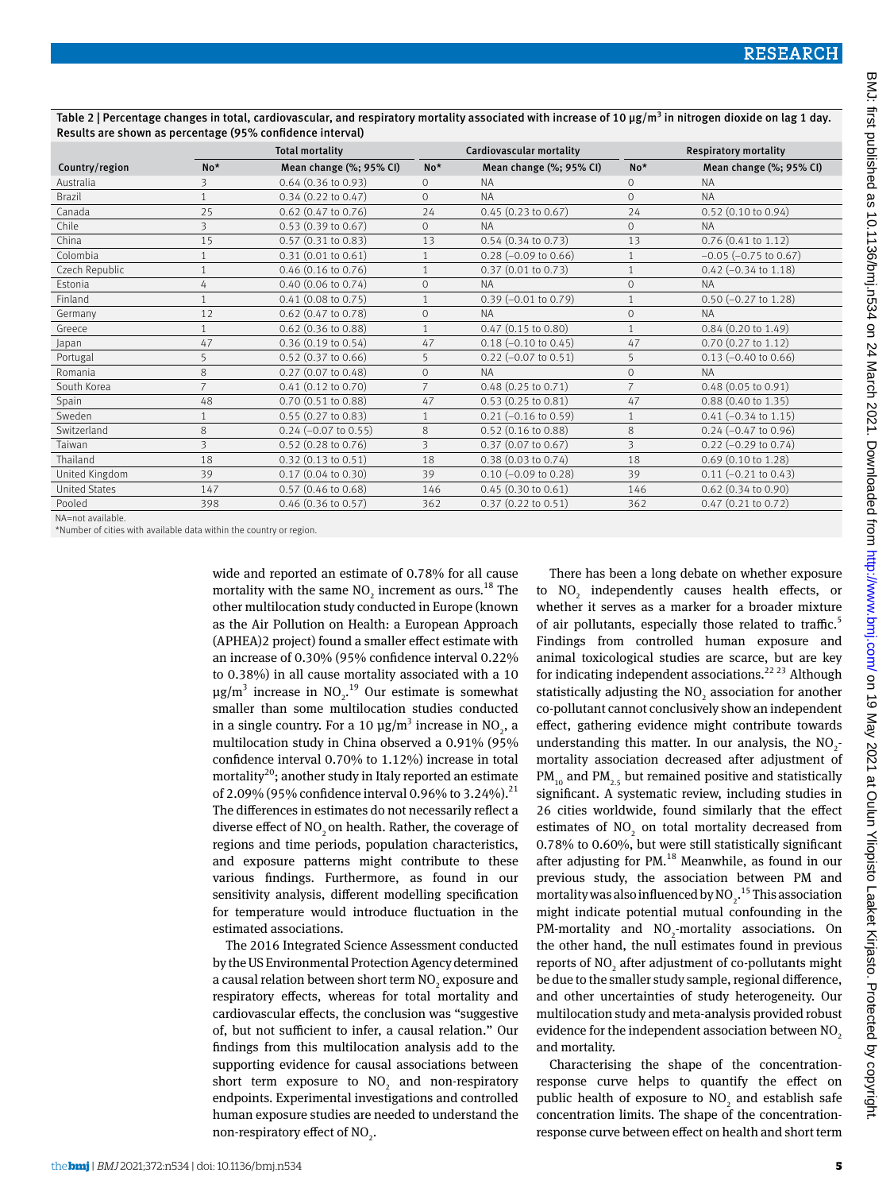Table 2 | Percentage changes in total, cardiovascular, and respiratory mortality associated with increase of 10 μg/m³ in nitrogen dioxide on lag 1 day. Results are shown as percentage (95% confidence interval)

| | Total mortality | | Cardiovascular mortality | | Respiratory mortality | |
|---|---|---|---|---|---|---|
| Country/region | No* | Mean change (%; 95% CI) | No* | Mean change (%; 95% CI) | No* | Mean change (%; 95% CI) |
| Australia | 3 | 0.64 (0.36 to 0.93) | 0 | NA | 0 | NA |
| Brazil | 1 | 0.34 (0.22 to 0.47) | 0 | NA | 0 | NA |
| Canada | 25 | 0.62 (0.47 to 0.76) | 24 | 0.45 (0.23 to 0.67) | 24 | 0.52 (0.10 to 0.94) |
| Chile | 3 | 0.53 (0.39 to 0.67) | 0 | NA | 0 | NA |
| China | 15 | 0.57 (0.31 to 0.83) | 13 | 0.54 (0.34 to 0.73) | 13 | 0.76 (0.41 to 1.12) |
| Colombia | 1 | 0.31 (0.01 to 0.61) | 1 | 0.28 (−0.09 to 0.66) | 1 | −0.05 (−0.75 to 0.67) |
| Czech Republic | 1 | 0.46 (0.16 to 0.76) | 1 | 0.37 (0.01 to 0.73) | 1 | 0.42 (−0.34 to 1.18) |
| Estonia | 4 | 0.40 (0.06 to 0.74) | 0 | NA | 0 | NA |
| Finland | 1 | 0.41 (0.08 to 0.75) | 1 | 0.39 (−0.01 to 0.79) | 1 | 0.50 (−0.27 to 1.28) |
| Germany | 12 | 0.62 (0.47 to 0.78) | 0 | NA | 0 | NA |
| Greece | 1 | 0.62 (0.36 to 0.88) | 1 | 0.47 (0.15 to 0.80) | 1 | 0.84 (0.20 to 1.49) |
| Japan | 47 | 0.36 (0.19 to 0.54) | 47 | 0.18 (−0.10 to 0.45) | 47 | 0.70 (0.27 to 1.12) |
| Portugal | 5 | 0.52 (0.37 to 0.66) | 5 | 0.22 (−0.07 to 0.51) | 5 | 0.13 (−0.40 to 0.66) |
| Romania | 8 | 0.27 (0.07 to 0.48) | 0 | NA | 0 | NA |
| South Korea | 7 | 0.41 (0.12 to 0.70) | 7 | 0.48 (0.25 to 0.71) | 7 | 0.48 (0.05 to 0.91) |
| Spain | 48 | 0.70 (0.51 to 0.88) | 47 | 0.53 (0.25 to 0.81) | 47 | 0.88 (0.40 to 1.35) |
| Sweden | 1 | 0.55 (0.27 to 0.83) | 1 | 0.21 (−0.16 to 0.59) | 1 | 0.41 (−0.34 to 1.15) |
| Switzerland | 8 | 0.24 (−0.07 to 0.55) | 8 | 0.52 (0.16 to 0.88) | 8 | 0.24 (−0.47 to 0.96) |
| Taiwan | 3 | 0.52 (0.28 to 0.76) | 3 | 0.37 (0.07 to 0.67) | 3 | 0.22 (−0.29 to 0.74) |
| Thailand | 18 | 0.32 (0.13 to 0.51) | 18 | 0.38 (0.03 to 0.74) | 18 | 0.69 (0.10 to 1.28) |
| United Kingdom | 39 | 0.17 (0.04 to 0.30) | 39 | 0.10 (−0.09 to 0.28) | 39 | 0.11 (−0.21 to 0.43) |
| United States | 147 | 0.57 (0.46 to 0.68) | 146 | 0.45 (0.30 to 0.61) | 146 | 0.62 (0.34 to 0.90) |
| Pooled | 398 | 0.46 (0.36 to 0.57) | 362 | 0.37 (0.22 to 0.51) | 362 | 0.47 (0.21 to 0.72) |

NA=not available.
*Number of cities with available data within the country or region.

wide and reported an estimate of 0.78% for all cause mortality with the same $NO_2$ increment as ours.[18] The other multilocation study conducted in Europe (known as the Air Pollution on Health: a European Approach (APHEA)2 project) found a smaller effect estimate with an increase of 0.30% (95% confidence interval 0.22% to 0.38%) in all cause mortality associated with a 10 μg/m³ increase in $NO_2$.[19] Our estimate is somewhat smaller than some multilocation studies conducted in a single country. For a 10 μg/m³ increase in $NO_2$, a multilocation study in China observed a 0.91% (95% confidence interval 0.70% to 1.12%) increase in total mortality[20]; another study in Italy reported an estimate of 2.09% (95% confidence interval 0.96% to 3.24%).[21] The differences in estimates do not necessarily reflect a diverse effect of $NO_2$ on health. Rather, the coverage of regions and time periods, population characteristics, and exposure patterns might contribute to these various findings. Furthermore, as found in our sensitivity analysis, different modelling specification for temperature would introduce fluctuation in the estimated associations.

The 2016 Integrated Science Assessment conducted by the US Environmental Protection Agency determined a causal relation between short term $NO_2$ exposure and respiratory effects, whereas for total mortality and cardiovascular effects, the conclusion was "suggestive of, but not sufficient to infer, a causal relation." Our findings from this multilocation analysis add to the supporting evidence for causal associations between short term exposure to $NO_2$ and non-respiratory endpoints. Experimental investigations and controlled human exposure studies are needed to understand the non-respiratory effect of $NO_2$.

There has been a long debate on whether exposure to $NO_2$ independently causes health effects, or whether it serves as a marker for a broader mixture of air pollutants, especially those related to traffic.[5] Findings from controlled human exposure and animal toxicological studies are scarce, but are key for indicating independent associations.[22,23] Although statistically adjusting the $NO_2$ association for another co-pollutant cannot conclusively show an independent effect, gathering evidence might contribute towards understanding this matter. In our analysis, the $NO_2$-mortality association decreased after adjustment of $PM_{10}$ and $PM_{2.5}$ but remained positive and statistically significant. A systematic review, including studies in 26 cities worldwide, found similarly that the effect estimates of $NO_2$ on total mortality decreased from 0.78% to 0.60%, but were still statistically significant after adjusting for PM.[18] Meanwhile, as found in our previous study, the association between PM and mortality was also influenced by $NO_2$.[15] This association might indicate potential mutual confounding in the PM-mortality and $NO_2$-mortality associations. On the other hand, the null estimates found in previous reports of $NO_2$ after adjustment of co-pollutants might be due to the smaller study sample, regional difference, and other uncertainties of study heterogeneity. Our multilocation study and meta-analysis provided robust evidence for the independent association between $NO_2$ and mortality.

Characterising the shape of the concentration-response curve helps to quantify the effect on public health of exposure to $NO_2$ and establish safe concentration limits. The shape of the concentration-response curve between effect on health and short term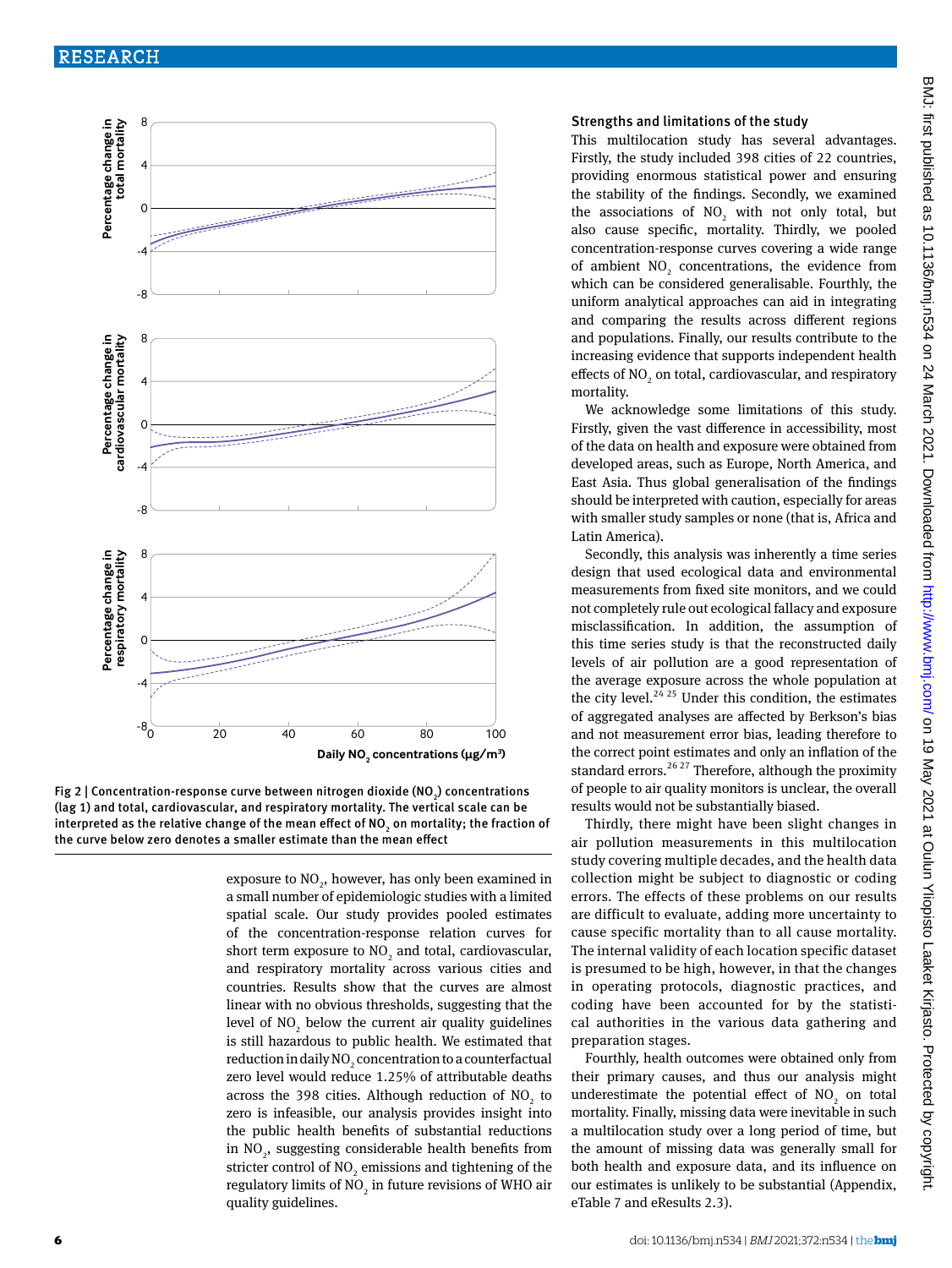Fig 2 | Concentration-response curve between nitrogen dioxide ($NO_2$) concentrations (lag 1) and total, cardiovascular, and respiratory mortality. The vertical scale can be interpreted as the relative change of the mean effect of $NO_2$ on mortality; the fraction of the curve below zero denotes a smaller estimate than the mean effect

exposure to $NO_2$, however, has only been examined in a small number of epidemiologic studies with a limited spatial scale. Our study provides pooled estimates of the concentration-response relation curves for short term exposure to $NO_2$ and total, cardiovascular, and respiratory mortality across various cities and countries. Results show that the curves are almost linear with no obvious thresholds, suggesting that the level of $NO_2$ below the current air quality guidelines is still hazardous to public health. We estimated that reduction in daily $NO_2$ concentration to a counterfactual zero level would reduce 1.25% of attributable deaths across the 398 cities. Although reduction of $NO_2$ to zero is infeasible, our analysis provides insight into the public health benefits of substantial reductions in $NO_2$, suggesting considerable health benefits from stricter control of $NO_2$ emissions and tightening of the regulatory limits of $NO_2$ in future revisions of WHO air quality guidelines.

### Strengths and limitations of the study

This multilocation study has several advantages. Firstly, the study included 398 cities of 22 countries, providing enormous statistical power and ensuring the stability of the findings. Secondly, we examined the associations of $NO_2$ with not only total, but also cause specific, mortality. Thirdly, we pooled concentration-response curves covering a wide range of ambient $NO_2$ concentrations, the evidence from which can be considered generalisable. Fourthly, the uniform analytical approaches can aid in integrating and comparing the results across different regions and populations. Finally, our results contribute to the increasing evidence that supports independent health effects of $NO_2$ on total, cardiovascular, and respiratory mortality.

We acknowledge some limitations of this study. Firstly, given the vast difference in accessibility, most of the data on health and exposure were obtained from developed areas, such as Europe, North America, and East Asia. Thus global generalisation of the findings should be interpreted with caution, especially for areas with smaller study samples or none (that is, Africa and Latin America).

Secondly, this analysis was inherently a time series design that used ecological data and environmental measurements from fixed site monitors, and we could not completely rule out ecological fallacy and exposure misclassification. In addition, the assumption of this time series study is that the reconstructed daily levels of air pollution are a good representation of the average exposure across the whole population at the city level.[24 25] Under this condition, the estimates of aggregated analyses are affected by Berkson's bias and not measurement error bias, leading therefore to the correct point estimates and only an inflation of the standard errors.[26 27] Therefore, although the proximity of people to air quality monitors is unclear, the overall results would not be substantially biased.

Thirdly, there might have been slight changes in air pollution measurements in this multilocation study covering multiple decades, and the health data collection might be subject to diagnostic or coding errors. The effects of these problems on our results are difficult to evaluate, adding more uncertainty to cause specific mortality than to all cause mortality. The internal validity of each location specific dataset is presumed to be high, however, in that the changes in operating protocols, diagnostic practices, and coding have been accounted for by the statistical authorities in the various data gathering and preparation stages.

Fourthly, health outcomes were obtained only from their primary causes, and thus our analysis might underestimate the potential effect of $NO_2$ on total mortality. Finally, missing data were inevitable in such a multilocation study over a long period of time, but the amount of missing data was generally small for both health and exposure data, and its influence on our estimates is unlikely to be substantial (Appendix, eTable 7 and eResults 2.3).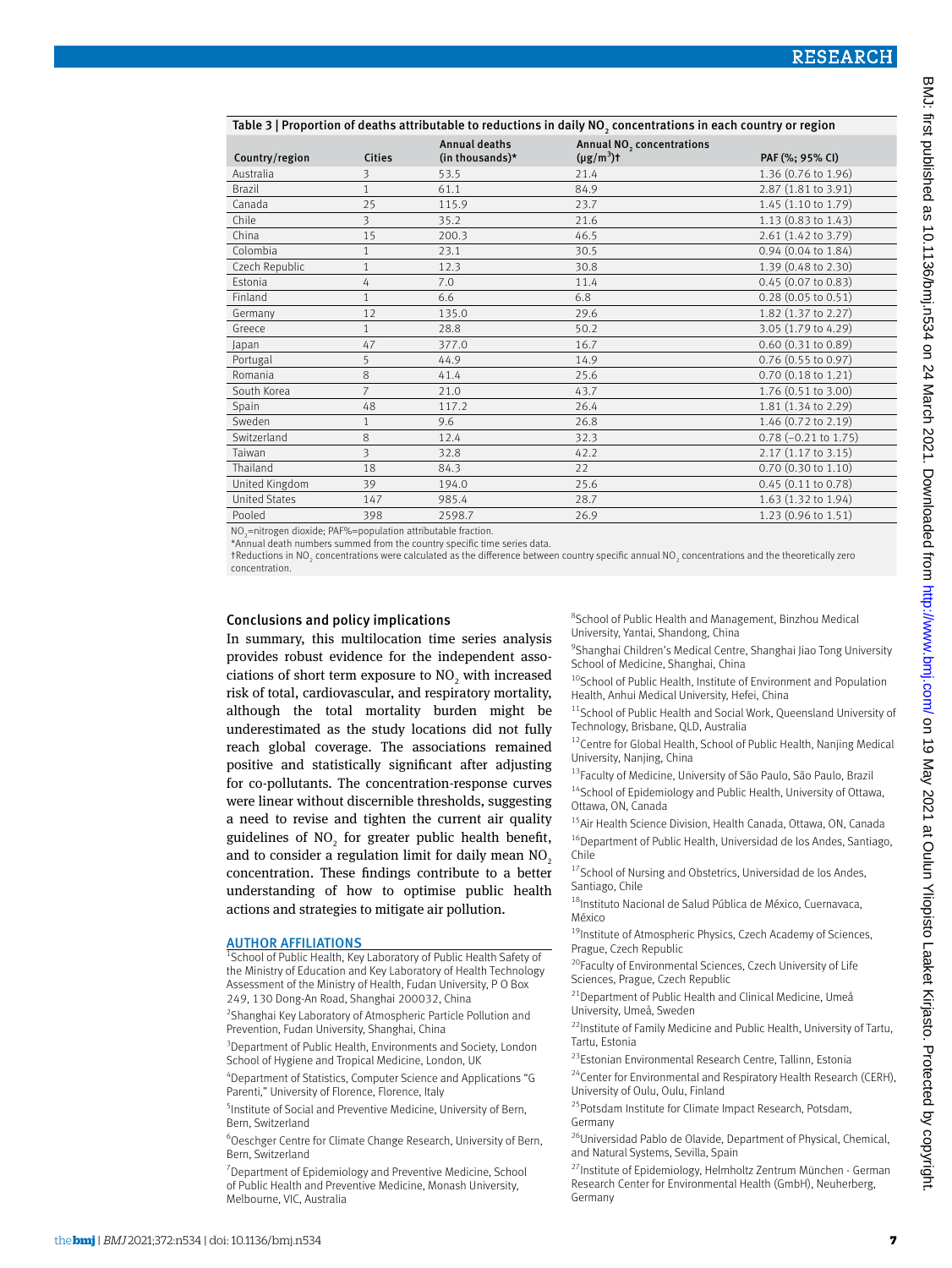Table 3 | Proportion of deaths attributable to reductions in daily $NO_2$ concentrations in each country or region

| Country/region | Cities | Annual deaths (in thousands)* | Annual $NO_2$ concentrations (μg/m³)† | PAF (%; 95% CI) |
|---|---|---|---|---|
| Australia | 3 | 53.5 | 21.4 | 1.36 (0.76 to 1.96) |
| Brazil | 1 | 61.1 | 84.9 | 2.87 (1.81 to 3.91) |
| Canada | 25 | 115.9 | 23.7 | 1.45 (1.10 to 1.79) |
| Chile | 3 | 35.2 | 21.6 | 1.13 (0.83 to 1.43) |
| China | 15 | 200.3 | 46.5 | 2.61 (1.42 to 3.79) |
| Colombia | 1 | 23.1 | 30.5 | 0.94 (0.04 to 1.84) |
| Czech Republic | 1 | 12.3 | 30.8 | 1.39 (0.48 to 2.30) |
| Estonia | 4 | 7.0 | 11.4 | 0.45 (0.07 to 0.83) |
| Finland | 1 | 6.6 | 6.8 | 0.28 (0.05 to 0.51) |
| Germany | 12 | 135.0 | 29.6 | 1.82 (1.37 to 2.27) |
| Greece | 1 | 28.8 | 50.2 | 3.05 (1.79 to 4.29) |
| Japan | 47 | 377.0 | 16.7 | 0.60 (0.31 to 0.89) |
| Portugal | 5 | 44.9 | 14.9 | 0.76 (0.55 to 0.97) |
| Romania | 8 | 41.4 | 25.6 | 0.70 (0.18 to 1.21) |
| South Korea | 7 | 21.0 | 43.7 | 1.76 (0.51 to 3.00) |
| Spain | 48 | 117.2 | 26.4 | 1.81 (1.34 to 2.29) |
| Sweden | 1 | 9.6 | 26.8 | 1.46 (0.72 to 2.19) |
| Switzerland | 8 | 12.4 | 32.3 | 0.78 (−0.21 to 1.75) |
| Taiwan | 3 | 32.8 | 42.2 | 2.17 (1.17 to 3.15) |
| Thailand | 18 | 84.3 | 22 | 0.70 (0.30 to 1.10) |
| United Kingdom | 39 | 194.0 | 25.6 | 0.45 (0.11 to 0.78) |
| United States | 147 | 985.4 | 28.7 | 1.63 (1.32 to 1.94) |
| Pooled | 398 | 2598.7 | 26.9 | 1.23 (0.96 to 1.51) |

$NO_2$=nitrogen dioxide; PAF%=population attributable fraction.
*Annual death numbers summed from the country specific time series data.
†Reductions in $NO_2$ concentrations were calculated as the difference between country specific annual $NO_2$ concentrations and the theoretically zero concentration.

## Conclusions and policy implications

In summary, this multilocation time series analysis provides robust evidence for the independent associations of short term exposure to $NO_2$ with increased risk of total, cardiovascular, and respiratory mortality, although the total mortality burden might be underestimated as the study locations did not fully reach global coverage. The associations remained positive and statistically significant after adjusting for co-pollutants. The concentration-response curves were linear without discernible thresholds, suggesting a need to revise and tighten the current air quality guidelines of $NO_2$ for greater public health benefit, and to consider a regulation limit for daily mean $NO_2$ concentration. These findings contribute to a better understanding of how to optimise public health actions and strategies to mitigate air pollution.

## AUTHOR AFFILIATIONS

[1]School of Public Health, Key Laboratory of Public Health Safety of the Ministry of Education and Key Laboratory of Health Technology Assessment of the Ministry of Health, Fudan University, P O Box 249, 130 Dong-An Road, Shanghai 200032, China

[2]Shanghai Key Laboratory of Atmospheric Particle Pollution and Prevention, Fudan University, Shanghai, China

[3]Department of Public Health, Environments and Society, London School of Hygiene and Tropical Medicine, London, UK

[4]Department of Statistics, Computer Science and Applications "G Parenti," University of Florence, Florence, Italy

[5]Institute of Social and Preventive Medicine, University of Bern, Bern, Switzerland

[6]Oeschger Centre for Climate Change Research, University of Bern, Bern, Switzerland

[7]Department of Epidemiology and Preventive Medicine, School of Public Health and Preventive Medicine, Monash University, Melbourne, VIC, Australia

[8]School of Public Health and Management, Binzhou Medical University, Yantai, Shandong, China

[9]Shanghai Children's Medical Centre, Shanghai Jiao Tong University School of Medicine, Shanghai, China

[10]School of Public Health, Institute of Environment and Population Health, Anhui Medical University, Hefei, China

[11]School of Public Health and Social Work, Queensland University of Technology, Brisbane, QLD, Australia

[12]Centre for Global Health, School of Public Health, Nanjing Medical University, Nanjing, China

[13]Faculty of Medicine, University of São Paulo, São Paulo, Brazil

[14]School of Epidemiology and Public Health, University of Ottawa, Ottawa, ON, Canada

[15]Air Health Science Division, Health Canada, Ottawa, ON, Canada

[16]Department of Public Health, Universidad de los Andes, Santiago, Chile

[17]School of Nursing and Obstetrics, Universidad de los Andes, Santiago, Chile

[18]Instituto Nacional de Salud Pública de México, Cuernavaca, México

[19]Institute of Atmospheric Physics, Czech Academy of Sciences, Prague, Czech Republic

[20]Faculty of Environmental Sciences, Czech University of Life Sciences, Prague, Czech Republic

[21]Department of Public Health and Clinical Medicine, Umeå University, Umeå, Sweden

[22]Institute of Family Medicine and Public Health, University of Tartu, Tartu, Estonia

[23]Estonian Environmental Research Centre, Tallinn, Estonia

[24]Center for Environmental and Respiratory Health Research (CERH), University of Oulu, Oulu, Finland

[25]Potsdam Institute for Climate Impact Research, Potsdam, Germany

[26]Universidad Pablo de Olavide, Department of Physical, Chemical, and Natural Systems, Sevilla, Spain

[27]Institute of Epidemiology, Helmholtz Zentrum München - German Research Center for Environmental Health (GmbH), Neuherberg, Germany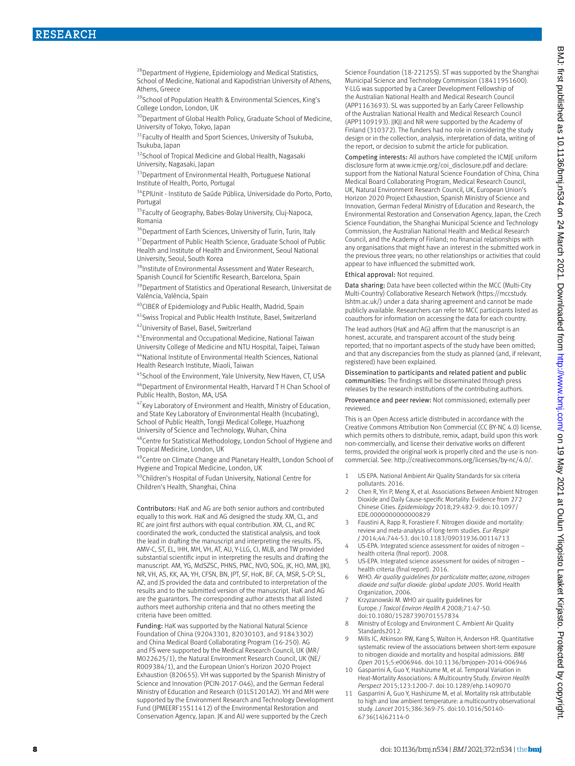[28]Department of Hygiene, Epidemiology and Medical Statistics, School of Medicine, National and Kapodistrian University of Athens, Athens, Greece

[29]School of Population Health & Environmental Sciences, King's College London, London, UK

[30]Department of Global Health Policy, Graduate School of Medicine, University of Tokyo, Tokyo, Japan

[31]Faculty of Health and Sport Sciences, University of Tsukuba, Tsukuba, Japan

[32]School of Tropical Medicine and Global Health, Nagasaki University, Nagasaki, Japan

[33]Department of Environmental Health, Portuguese National Institute of Health, Porto, Portugal

[34]EPIUnit - Instituto de Saúde Pública, Universidade do Porto, Porto, Portugal

[35]Faculty of Geography, Babes-Bolay University, Cluj-Napoca, Romania

[36]Department of Earth Sciences, University of Turin, Turin, Italy

[37]Department of Public Health Science, Graduate School of Public Health and Institute of Health and Environment, Seoul National University, Seoul, South Korea

[38]Institute of Environmental Assessment and Water Research, Spanish Council for Scientific Research, Barcelona, Spain

[39]Department of Statistics and Operational Research, Universitat de València, València, Spain

[40]CIBER of Epidemiology and Public Health, Madrid, Spain

[41]Swiss Tropical and Public Health Institute, Basel, Switzerland

[42]University of Basel, Basel, Switzerland

[43]Environmental and Occupational Medicine, National Taiwan University College of Medicine and NTU Hospital, Taipei, Taiwan

[44]National Institute of Environmental Health Sciences, National Health Research Institute, Miaoli, Taiwan

[45]School of the Environment, Yale University, New Haven, CT, USA

[46]Department of Environmental Health, Harvard T H Chan School of Public Health, Boston, MA, USA

[47]Key Laboratory of Environment and Health, Ministry of Education, and State Key Laboratory of Environmental Health (Incubating), School of Public Health, Tongji Medical College, Huazhong University of Science and Technology, Wuhan, China

[48]Centre for Statistical Methodology, London School of Hygiene and Tropical Medicine, London, UK

[49]Centre on Climate Change and Planetary Health, London School of Hygiene and Tropical Medicine, London, UK

[50]Children's Hospital of Fudan University, National Centre for Children's Health, Shanghai, China

Contributors: HaK and AG are both senior authors and contributed equally to this work. HaK and AG designed the study. XM, CL, and RC are joint first authors with equal contribution. XM, CL, and RC coordinated the work, conducted the statistical analysis, and took the lead in drafting the manuscript and interpreting the results. FS, AMV-C, ST, EL, IHH, MH, VH, AT, AU, Y-LLG, CI, MLB, and TW provided substantial scientific input in interpreting the results and drafting the manuscript. AM, YG, MdSZSC, PHNS, PMC, NVO, SOG, JK, HO, MM, JJKJ, NR, VH, AS, KK, AA, YH, CFSN, BN, JPT, SF, HoK, BF, CA, MSR, S-CP, SL, AZ, and JS provided the data and contributed to interpretation of the results and to the submitted version of the manuscript. HaK and AG are the guarantors. The corresponding author attests that all listed authors meet authorship criteria and that no others meeting the criteria have been omitted.

Funding: HaK was supported by the National Natural Science Foundation of China (92043301, 82030103, and 91843302) and China Medical Board Collaborating Program (16-250). AG and FS were supported by the Medical Research Council, UK (MR/M022625/1), the Natural Environment Research Council, UK (NE/R009384/1), and the European Union's Horizon 2020 Project Exhaustion (820655). VH was supported by the Spanish Ministry of Science and Innovation (PCIN-2017-046), and the German Federal Ministry of Education and Research (01LS1201A2). YH and MH were supported by the Environment Research and Technology Development Fund (JPMEERF15S11412) of the Environmental Restoration and Conservation Agency, Japan. JK and AU were supported by the Czech Science Foundation (18-22125S). ST was supported by the Shanghai Municipal Science and Technology Commission (18411951600). Y-LLG was supported by a Career Development Fellowship of the Australian National Health and Medical Research Council (APP1163693). SL was supported by an Early Career Fellowship of the Australian National Health and Medical Research Council (APP1109193). JJKJ and NR were supported by the Academy of Finland (310372). The funders had no role in considering the study design or in the collection, analysis, interpretation of data, writing of the report, or decision to submit the article for publication.

Competing interests: All authors have completed the ICMJE uniform disclosure form at www.icmje.org/coi_disclosure.pdf and declare: support from the National Natural Science Foundation of China, China Medical Board Collaborating Program, Medical Research Council, UK, Natural Environment Research Council, UK, European Union's Horizon 2020 Project Exhaustion, Spanish Ministry of Science and Innovation, German Federal Ministry of Education and Research, the Environmental Restoration and Conservation Agency, Japan, the Czech Science Foundation, the Shanghai Municipal Science and Technology Commission, the Australian National Health and Medical Research Council, and the Academy of Finland; no financial relationships with any organisations that might have an interest in the submitted work in the previous three years; no other relationships or activities that could appear to have influenced the submitted work.

Ethical approval: Not required.

Data sharing: Data have been collected within the MCC (Multi-City Multi-Country) Collaborative Research Network (https://mccstudy.lshtm.ac.uk/) under a data sharing agreement and cannot be made publicly available. Researchers can refer to MCC participants listed as coauthors for information on accessing the data for each country.

The lead authors (HaK and AG) affirm that the manuscript is an honest, accurate, and transparent account of the study being reported; that no important aspects of the study have been omitted; and that any discrepancies from the study as planned (and, if relevant, registered) have been explained.

Dissemination to participants and related patient and public communities: The findings will be disseminated through press releases by the research institutions of the contributing authors.

Provenance and peer review: Not commissioned; externally peer reviewed.

This is an Open Access article distributed in accordance with the Creative Commons Attribution Non Commercial (CC BY-NC 4.0) license, which permits others to distribute, remix, adapt, build upon this work non-commercially, and license their derivative works on different terms, provided the original work is properly cited and the use is non-commercial. See: http://creativecommons.org/licenses/by-nc/4.0/.

1. US EPA. National Ambient Air Quality Standards for six criteria pollutants. 2016.
2. Chen R, Yin P, Meng X, et al. Associations Between Ambient Nitrogen Dioxide and Daily Cause-specific Mortality: Evidence from 272 Chinese Cities. *Epidemiology* 2018;29:482-9. doi:10.1097/EDE.0000000000000829
3. Faustini A, Rapp R, Forastiere F. Nitrogen dioxide and mortality: review and meta-analysis of long-term studies. *Eur Respir J* 2014;44:744-53. doi:10.1183/09031936.00114713
4. US-EPA. Integrated science assessment for oxides of nitrogen – health criteria (final report). 2008.
5. US-EPA. Integrated science assessment for oxides of nitrogen – health criteria (final report). 2016.
6. WHO. *Air quality guidelines for particulate matter, ozone, nitrogen dioxide and sulfur dioxide: global update 2005.* World Health Organization, 2006.
7. Krzyzanowski M. WHO air quality guidelines for Europe. *J Toxicol Environ Health A* 2008;71:47-50. doi:10.1080/15287390701557834
8. Ministry of Ecology and Environment C. Ambient Air Quality Standards2012.
9. Mills IC, Atkinson RW, Kang S, Walton H, Anderson HR. Quantitative systematic review of the associations between short-term exposure to nitrogen dioxide and mortality and hospital admissions. *BMJ Open* 2015;5:e006946. doi:10.1136/bmjopen-2014-006946
10. Gasparrini A, Guo Y, Hashizume M, et al. Temporal Variation in Heat-Mortality Associations: A Multicountry Study. *Environ Health Perspect* 2015;123:1200-7. doi:10.1289/ehp.1409070
11. Gasparrini A, Guo Y, Hashizume M, et al. Mortality risk attributable to high and low ambient temperature: a multicountry observational study. *Lancet* 2015;386:369-75. doi:10.1016/S0140-6736(14)62114-0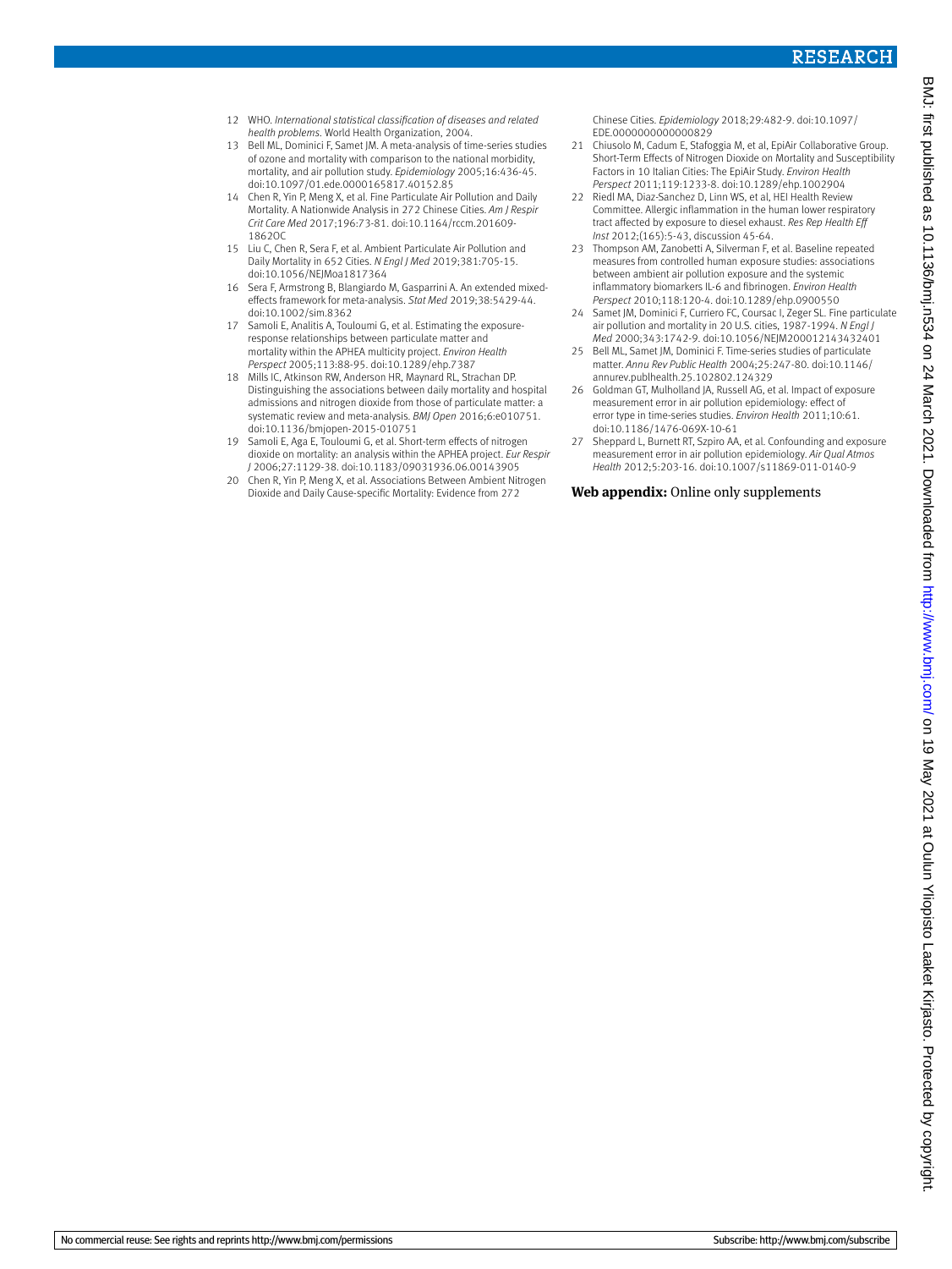12 WHO. *International statistical classification of diseases and related health problems*. World Health Organization, 2004.

13 Bell ML, Dominici F, Samet JM. A meta-analysis of time-series studies of ozone and mortality with comparison to the national morbidity, mortality, and air pollution study. *Epidemiology* 2005;16:436-45. doi:10.1097/01.ede.0000165817.40152.85

14 Chen R, Yin P, Meng X, et al. Fine Particulate Air Pollution and Daily Mortality. A Nationwide Analysis in 272 Chinese Cities. *Am J Respir Crit Care Med* 2017;196:73-81. doi:10.1164/rccm.201609-1862OC

15 Liu C, Chen R, Sera F, et al. Ambient Particulate Air Pollution and Daily Mortality in 652 Cities. *N Engl J Med* 2019;381:705-15. doi:10.1056/NEJMoa1817364

16 Sera F, Armstrong B, Blangiardo M, Gasparrini A. An extended mixed-effects framework for meta-analysis. *Stat Med* 2019;38:5429-44. doi:10.1002/sim.8362

17 Samoli E, Analitis A, Touloumi G, et al. Estimating the exposure-response relationships between particulate matter and mortality within the APHEA multicity project. *Environ Health Perspect* 2005;113:88-95. doi:10.1289/ehp.7387

18 Mills IC, Atkinson RW, Anderson HR, Maynard RL, Strachan DP. Distinguishing the associations between daily mortality and hospital admissions and nitrogen dioxide from those of particulate matter: a systematic review and meta-analysis. *BMJ Open* 2016;6:e010751. doi:10.1136/bmjopen-2015-010751

19 Samoli E, Aga E, Touloumi G, et al. Short-term effects of nitrogen dioxide on mortality: an analysis within the APHEA project. *Eur Respir J* 2006;27:1129-38. doi:10.1183/09031936.06.00143905

20 Chen R, Yin P, Meng X, et al. Associations Between Ambient Nitrogen Dioxide and Daily Cause-specific Mortality: Evidence from 272 Chinese Cities. *Epidemiology* 2018;29:482-9. doi:10.1097/EDE.0000000000000829

21 Chiusolo M, Cadum E, Stafoggia M, et al, EpiAir Collaborative Group. Short-Term Effects of Nitrogen Dioxide on Mortality and Susceptibility Factors in 10 Italian Cities: The EpiAir Study. *Environ Health Perspect* 2011;119:1233-8. doi:10.1289/ehp.1002904

22 Riedl MA, Diaz-Sanchez D, Linn WS, et al, HEI Health Review Committee. Allergic inflammation in the human lower respiratory tract affected by exposure to diesel exhaust. *Res Rep Health Eff Inst* 2012;(165):5-43, discussion 45-64.

23 Thompson AM, Zanobetti A, Silverman F, et al. Baseline repeated measures from controlled human exposure studies: associations between ambient air pollution exposure and the systemic inflammatory biomarkers IL-6 and fibrinogen. *Environ Health Perspect* 2010;118:120-4. doi:10.1289/ehp.0900550

24 Samet JM, Dominici F, Curriero FC, Coursac I, Zeger SL. Fine particulate air pollution and mortality in 20 U.S. cities, 1987-1994. *N Engl J Med* 2000;343:1742-9. doi:10.1056/NEJM200012143432401

25 Bell ML, Samet JM, Dominici F. Time-series studies of particulate matter. *Annu Rev Public Health* 2004;25:247-80. doi:10.1146/annurev.publhealth.25.102802.124329

26 Goldman GT, Mulholland JA, Russell AG, et al. Impact of exposure measurement error in air pollution epidemiology: effect of error type in time-series studies. *Environ Health* 2011;10:61. doi:10.1186/1476-069X-10-61

27 Sheppard L, Burnett RT, Szpiro AA, et al. Confounding and exposure measurement error in air pollution epidemiology. *Air Qual Atmos Health* 2012;5:203-16. doi:10.1007/s11869-011-0140-9

**Web appendix:** Online only supplements